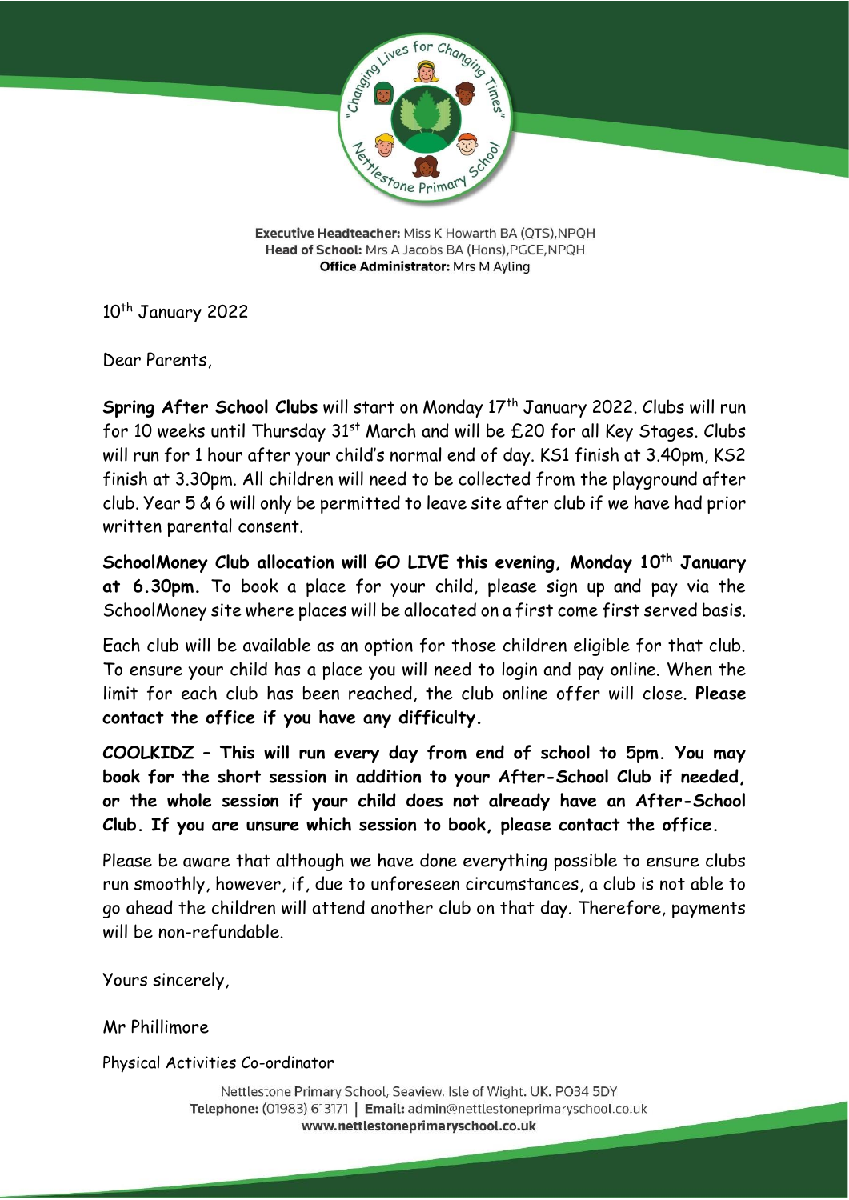Executive Headteacher: Miss K Howarth BA (QTS),NPQH
Head of School: Mrs A Jacobs BA (Hons),PGCE,NPQH
Office Administrator: Mrs M Ayling

10th January 2022

Dear Parents,

**Spring After School Clubs** will start on Monday 17th January 2022. Clubs will run for 10 weeks until Thursday 31st March and will be £20 for all Key Stages. Clubs will run for 1 hour after your child's normal end of day. KS1 finish at 3.40pm, KS2 finish at 3.30pm. All children will need to be collected from the playground after club. Year 5 & 6 will only be permitted to leave site after club if we have had prior written parental consent.

**SchoolMoney Club allocation will GO LIVE this evening, Monday 10th January at 6.30pm.** To book a place for your child, please sign up and pay via the SchoolMoney site where places will be allocated on a first come first served basis.

Each club will be available as an option for those children eligible for that club. To ensure your child has a place you will need to login and pay online. When the limit for each club has been reached, the club online offer will close. **Please contact the office if you have any difficulty.**

**COOLKIDZ – This will run every day from end of school to 5pm. You may book for the short session in addition to your After-School Club if needed, or the whole session if your child does not already have an After-School Club. If you are unsure which session to book, please contact the office.**

Please be aware that although we have done everything possible to ensure clubs run smoothly, however, if, due to unforeseen circumstances, a club is not able to go ahead the children will attend another club on that day. Therefore, payments will be non-refundable.

Yours sincerely,

Mr Phillimore

Physical Activities Co-ordinator

Nettlestone Primary School, Seaview. Isle of Wight. UK. PO34 5DY
Telephone: (01983) 613171 | Email: admin@nettlestoneprimaryschool.co.uk
www.nettlestoneprimaryschool.co.uk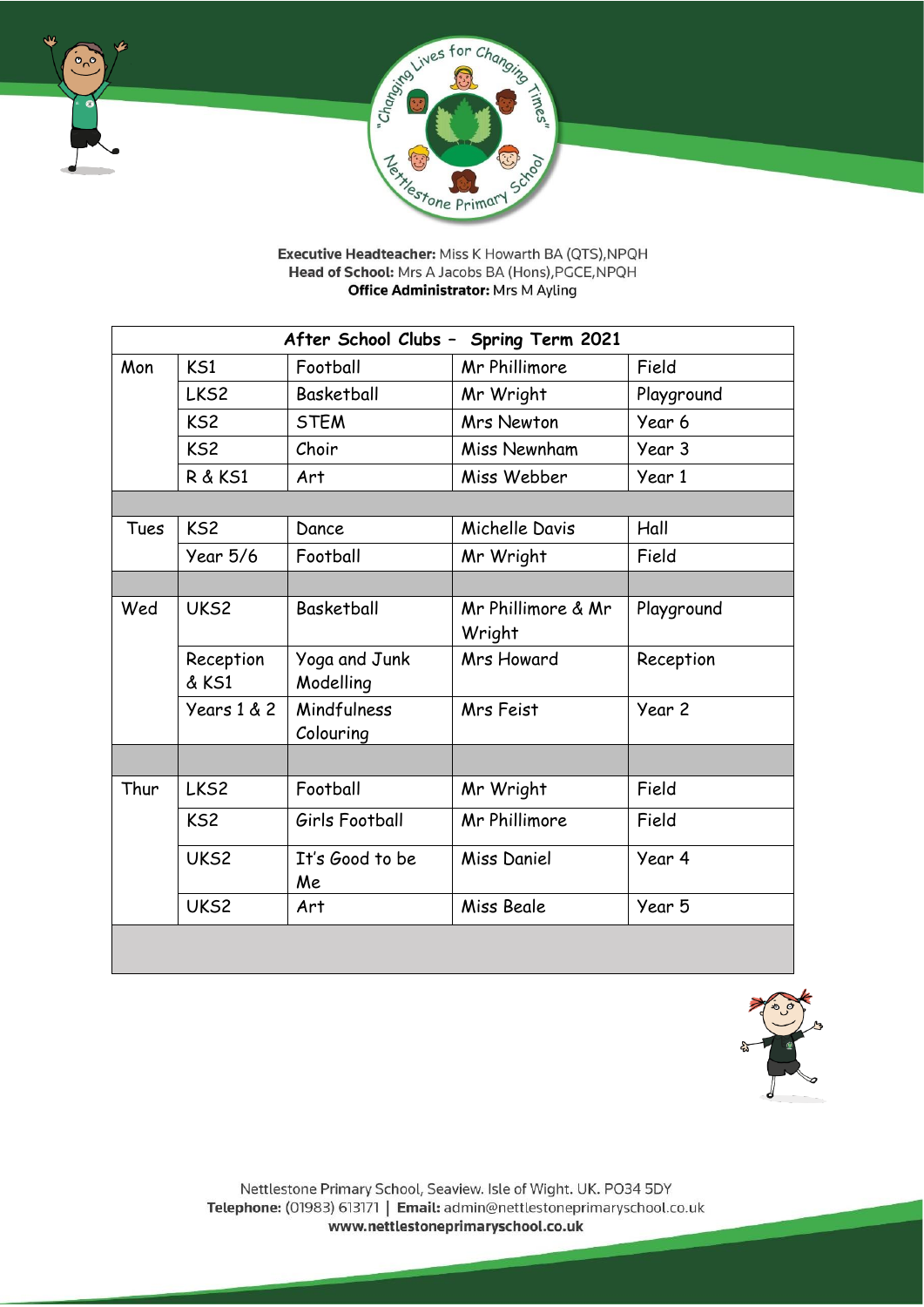**Executive Headteacher:** Miss K Howarth BA (QTS),NPQH
**Head of School:** Mrs A Jacobs BA (Hons),PGCE,NPQH
**Office Administrator:** Mrs M Ayling

| After School Clubs – Spring Term 2021 | | | | |
|---|---|---|---|---|
| Mon | KS1 | Football | Mr Phillimore | Field |
| | LKS2 | Basketball | Mr Wright | Playground |
| | KS2 | STEM | Mrs Newton | Year 6 |
| | KS2 | Choir | Miss Newnham | Year 3 |
| | R & KS1 | Art | Miss Webber | Year 1 |
| | | | | |
| Tues | KS2 | Dance | Michelle Davis | Hall |
| | Year 5/6 | Football | Mr Wright | Field |
| | | | | |
| Wed | UKS2 | Basketball | Mr Phillimore & Mr Wright | Playground |
| | Reception & KS1 | Yoga and Junk Modelling | Mrs Howard | Reception |
| | Years 1 & 2 | Mindfulness Colouring | Mrs Feist | Year 2 |
| | | | | |
| Thur | LKS2 | Football | Mr Wright | Field |
| | KS2 | Girls Football | Mr Phillimore | Field |
| | UKS2 | It's Good to be Me | Miss Daniel | Year 4 |
| | UKS2 | Art | Miss Beale | Year 5 |

Nettlestone Primary School, Seaview. Isle of Wight. UK. PO34 5DY
**Telephone:** (01983) 613171 | **Email:** admin@nettlestoneprimaryschool.co.uk
**www.nettlestoneprimaryschool.co.uk**